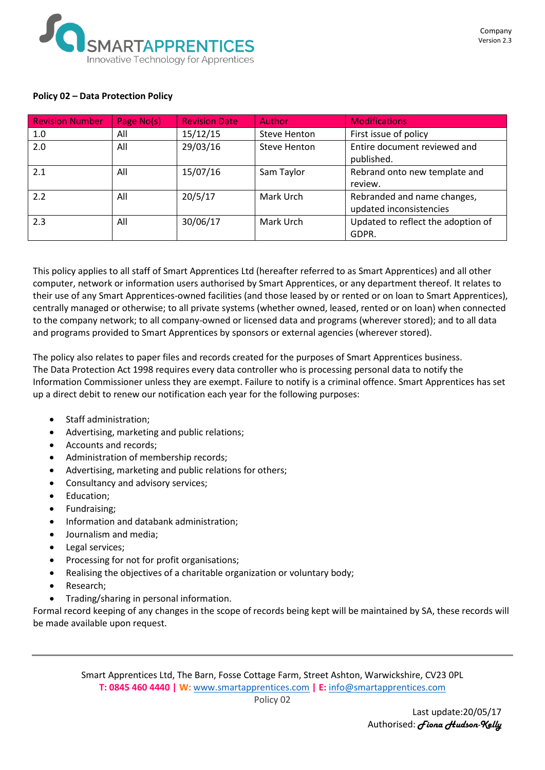**Policy 02 – Data Protection Policy**

| Revision Number | Page No(s) | Revision Date | Author | Modifications |
|---|---|---|---|---|
| 1.0 | All | 15/12/15 | Steve Henton | First issue of policy |
| 2.0 | All | 29/03/16 | Steve Henton | Entire document reviewed and published. |
| 2.1 | All | 15/07/16 | Sam Taylor | Rebrand onto new template and review. |
| 2.2 | All | 20/5/17 | Mark Urch | Rebranded and name changes, updated inconsistencies |
| 2.3 | All | 30/06/17 | Mark Urch | Updated to reflect the adoption of GDPR. |

This policy applies to all staff of Smart Apprentices Ltd (hereafter referred to as Smart Apprentices) and all other computer, network or information users authorised by Smart Apprentices, or any department thereof. It relates to their use of any Smart Apprentices-owned facilities (and those leased by or rented or on loan to Smart Apprentices), centrally managed or otherwise; to all private systems (whether owned, leased, rented or on loan) when connected to the company network; to all company-owned or licensed data and programs (wherever stored); and to all data and programs provided to Smart Apprentices by sponsors or external agencies (wherever stored).

The policy also relates to paper files and records created for the purposes of Smart Apprentices business. The Data Protection Act 1998 requires every data controller who is processing personal data to notify the Information Commissioner unless they are exempt. Failure to notify is a criminal offence. Smart Apprentices has set up a direct debit to renew our notification each year for the following purposes:

- Staff administration;
- Advertising, marketing and public relations;
- Accounts and records;
- Administration of membership records;
- Advertising, marketing and public relations for others;
- Consultancy and advisory services;
- Education;
- Fundraising;
- Information and databank administration;
- Journalism and media;
- Legal services;
- Processing for not for profit organisations;
- Realising the objectives of a charitable organization or voluntary body;
- Research;
- Trading/sharing in personal information.

Formal record keeping of any changes in the scope of records being kept will be maintained by SA, these records will be made available upon request.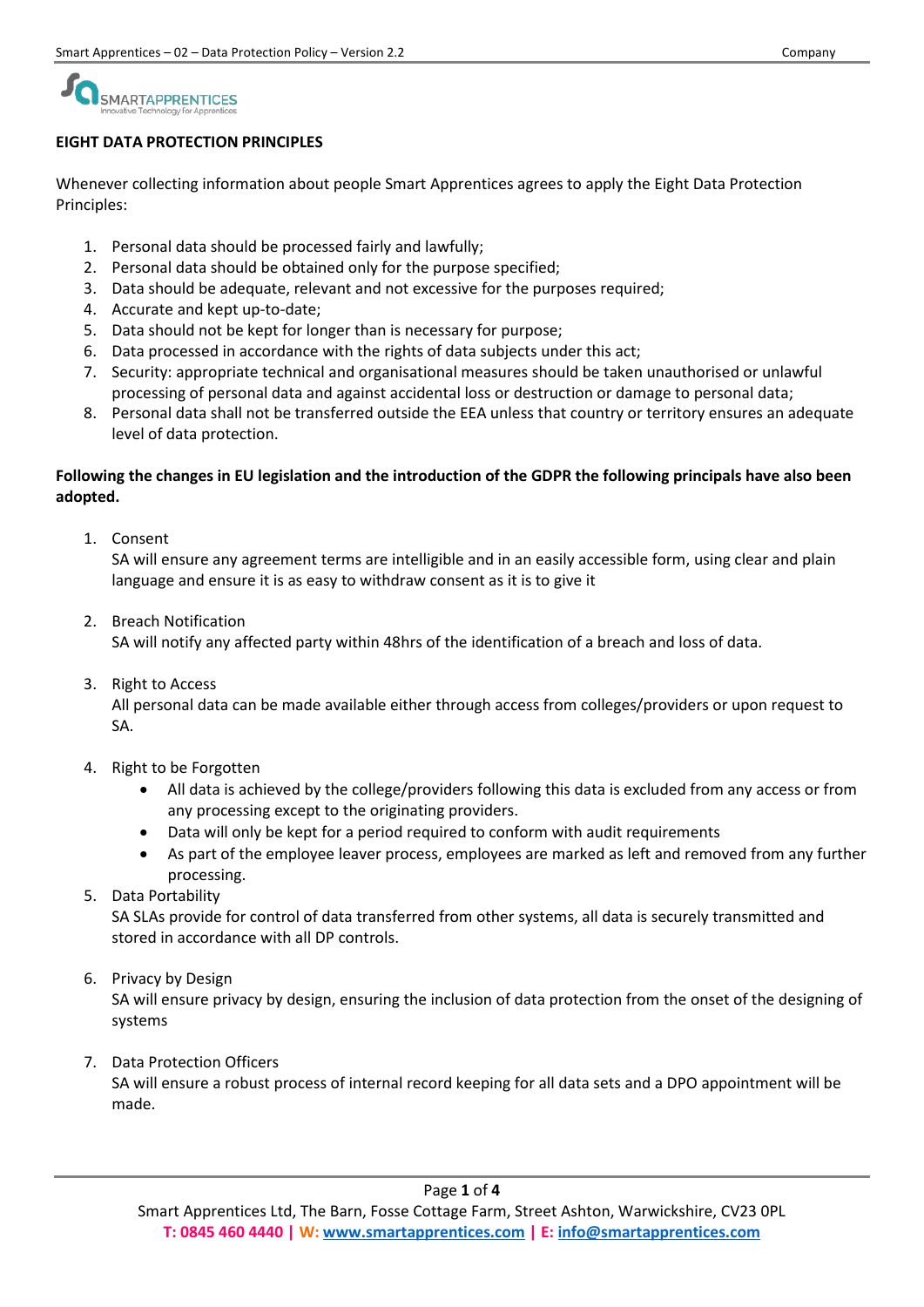## EIGHT DATA PROTECTION PRINCIPLES

Whenever collecting information about people Smart Apprentices agrees to apply the Eight Data Protection Principles:

1. Personal data should be processed fairly and lawfully;
2. Personal data should be obtained only for the purpose specified;
3. Data should be adequate, relevant and not excessive for the purposes required;
4. Accurate and kept up-to-date;
5. Data should not be kept for longer than is necessary for purpose;
6. Data processed in accordance with the rights of data subjects under this act;
7. Security: appropriate technical and organisational measures should be taken unauthorised or unlawful processing of personal data and against accidental loss or destruction or damage to personal data;
8. Personal data shall not be transferred outside the EEA unless that country or territory ensures an adequate level of data protection.

**Following the changes in EU legislation and the introduction of the GDPR the following principals have also been adopted.**

1. Consent
   SA will ensure any agreement terms are intelligible and in an easily accessible form, using clear and plain language and ensure it is as easy to withdraw consent as it is to give it

2. Breach Notification
   SA will notify any affected party within 48hrs of the identification of a breach and loss of data.

3. Right to Access
   All personal data can be made available either through access from colleges/providers or upon request to SA.

4. Right to be Forgotten
   - All data is achieved by the college/providers following this data is excluded from any access or from any processing except to the originating providers.
   - Data will only be kept for a period required to conform with audit requirements
   - As part of the employee leaver process, employees are marked as left and removed from any further processing.

5. Data Portability
   SA SLAs provide for control of data transferred from other systems, all data is securely transmitted and stored in accordance with all DP controls.

6. Privacy by Design
   SA will ensure privacy by design, ensuring the inclusion of data protection from the onset of the designing of systems

7. Data Protection Officers
   SA will ensure a robust process of internal record keeping for all data sets and a DPO appointment will be made.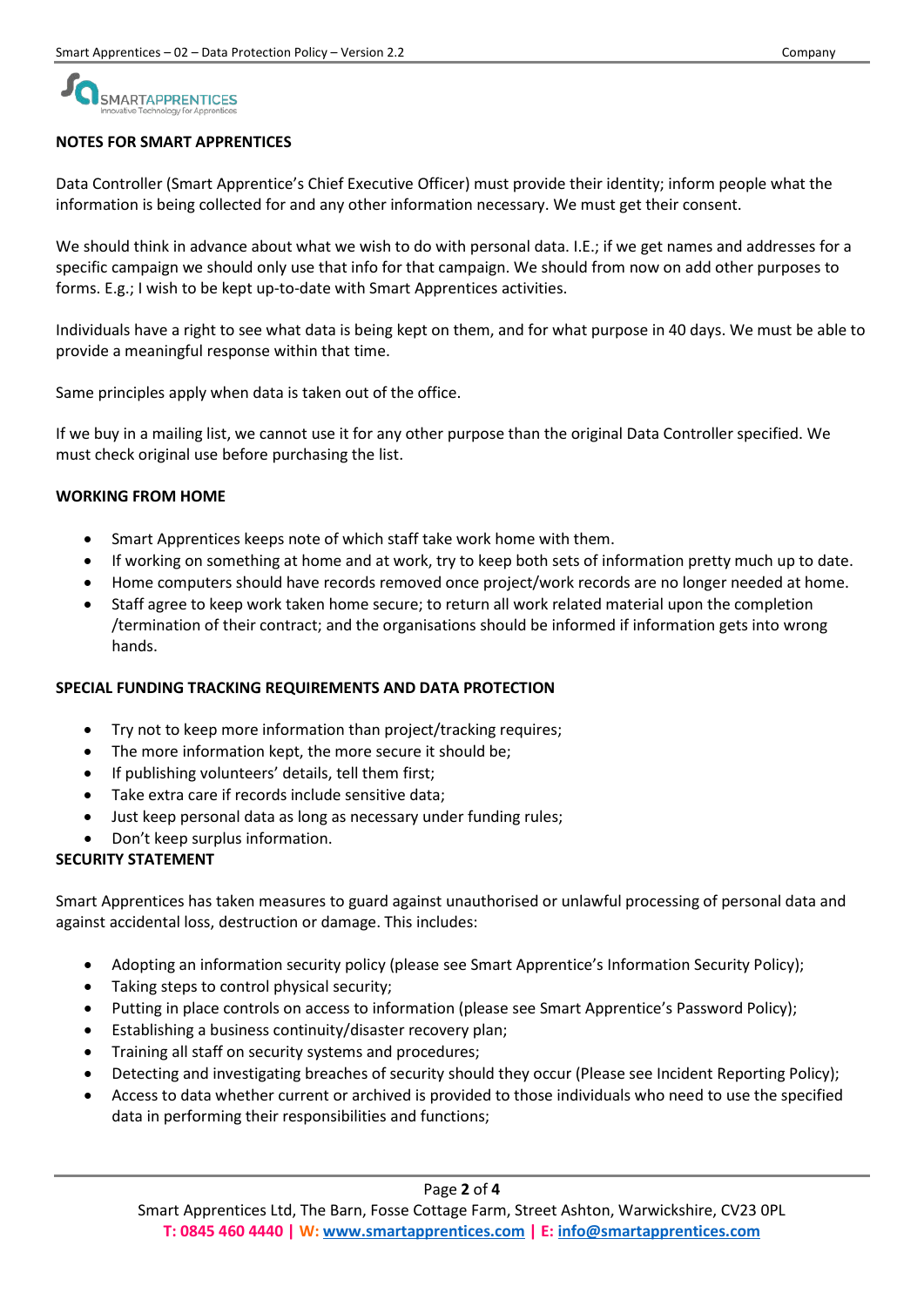## NOTES FOR SMART APPRENTICES

Data Controller (Smart Apprentice's Chief Executive Officer) must provide their identity; inform people what the information is being collected for and any other information necessary. We must get their consent.

We should think in advance about what we wish to do with personal data. I.E.; if we get names and addresses for a specific campaign we should only use that info for that campaign. We should from now on add other purposes to forms. E.g.; I wish to be kept up-to-date with Smart Apprentices activities.

Individuals have a right to see what data is being kept on them, and for what purpose in 40 days. We must be able to provide a meaningful response within that time.

Same principles apply when data is taken out of the office.

If we buy in a mailing list, we cannot use it for any other purpose than the original Data Controller specified. We must check original use before purchasing the list.

## WORKING FROM HOME

- Smart Apprentices keeps note of which staff take work home with them.
- If working on something at home and at work, try to keep both sets of information pretty much up to date.
- Home computers should have records removed once project/work records are no longer needed at home.
- Staff agree to keep work taken home secure; to return all work related material upon the completion /termination of their contract; and the organisations should be informed if information gets into wrong hands.

## SPECIAL FUNDING TRACKING REQUIREMENTS AND DATA PROTECTION

- Try not to keep more information than project/tracking requires;
- The more information kept, the more secure it should be;
- If publishing volunteers' details, tell them first;
- Take extra care if records include sensitive data;
- Just keep personal data as long as necessary under funding rules;
- Don't keep surplus information.

## SECURITY STATEMENT

Smart Apprentices has taken measures to guard against unauthorised or unlawful processing of personal data and against accidental loss, destruction or damage. This includes:

- Adopting an information security policy (please see Smart Apprentice's Information Security Policy);
- Taking steps to control physical security;
- Putting in place controls on access to information (please see Smart Apprentice's Password Policy);
- Establishing a business continuity/disaster recovery plan;
- Training all staff on security systems and procedures;
- Detecting and investigating breaches of security should they occur (Please see Incident Reporting Policy);
- Access to data whether current or archived is provided to those individuals who need to use the specified data in performing their responsibilities and functions;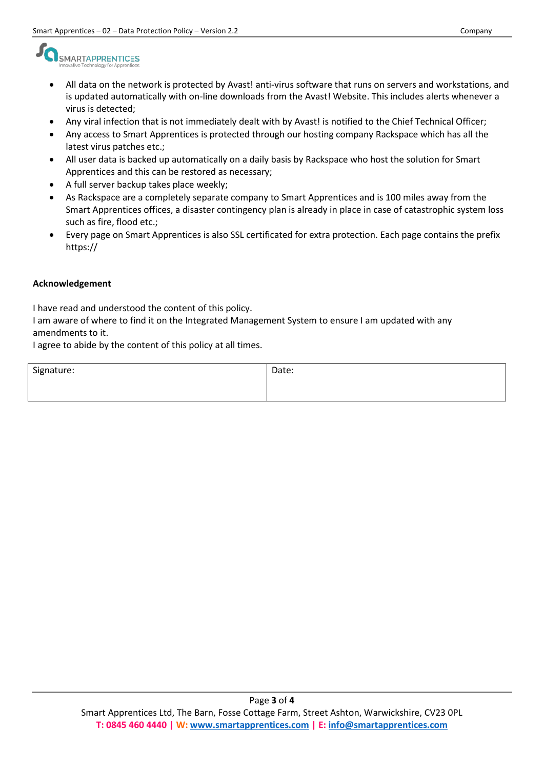- All data on the network is protected by Avast! anti-virus software that runs on servers and workstations, and is updated automatically with on-line downloads from the Avast! Website. This includes alerts whenever a virus is detected;
- Any viral infection that is not immediately dealt with by Avast! is notified to the Chief Technical Officer;
- Any access to Smart Apprentices is protected through our hosting company Rackspace which has all the latest virus patches etc.;
- All user data is backed up automatically on a daily basis by Rackspace who host the solution for Smart Apprentices and this can be restored as necessary;
- A full server backup takes place weekly;
- As Rackspace are a completely separate company to Smart Apprentices and is 100 miles away from the Smart Apprentices offices, a disaster contingency plan is already in place in case of catastrophic system loss such as fire, flood etc.;
- Every page on Smart Apprentices is also SSL certificated for extra protection. Each page contains the prefix https://

**Acknowledgement**

I have read and understood the content of this policy.
I am aware of where to find it on the Integrated Management System to ensure I am updated with any amendments to it.
I agree to abide by the content of this policy at all times.

| | |
|---|---|
| Signature: | Date: |